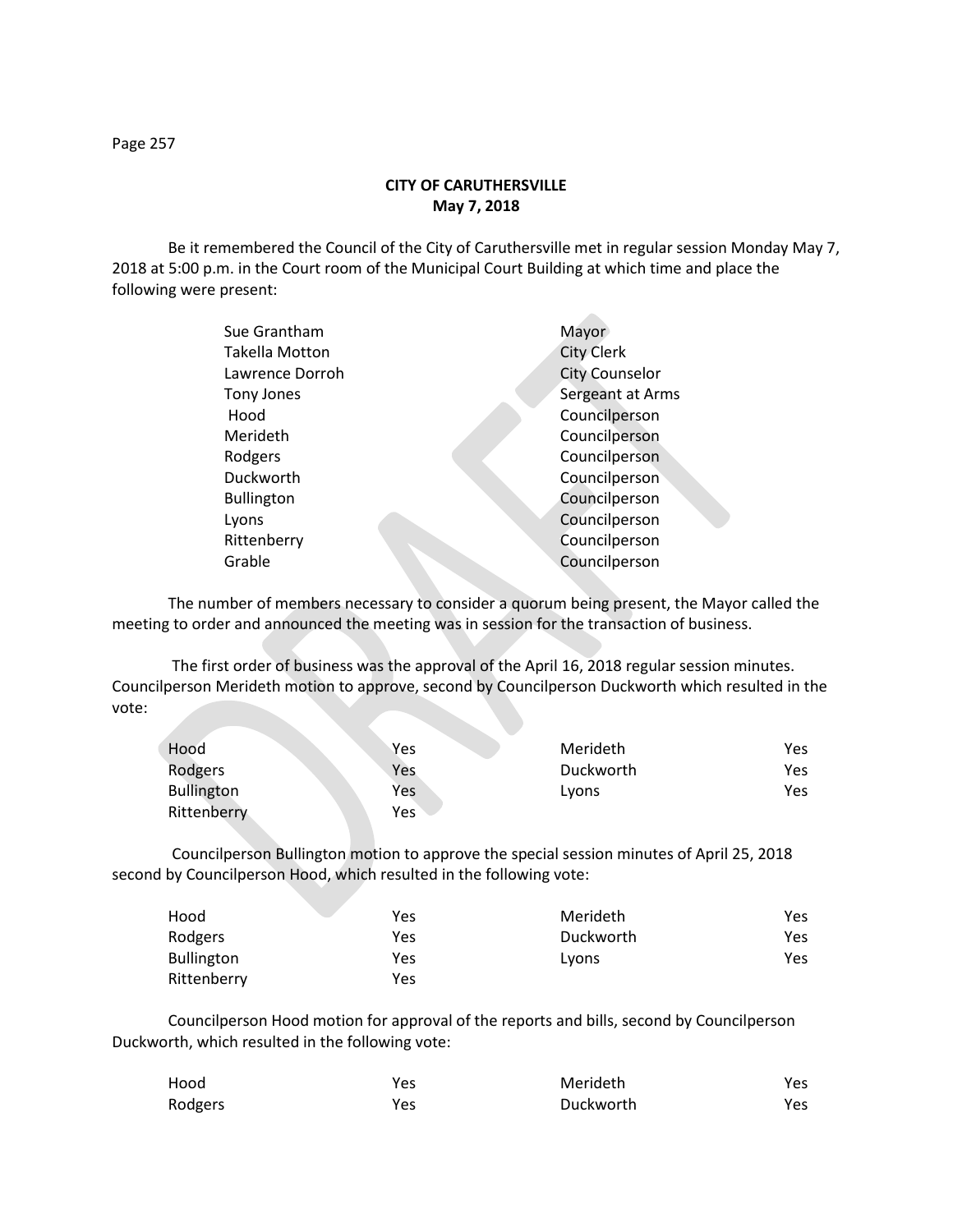# CITY OF CARUTHERSVILLE
## May 7, 2018

Be it remembered the Council of the City of Caruthersville met in regular session Monday May 7, 2018 at 5:00 p.m. in the Court room of the Municipal Court Building at which time and place the following were present:

| | |
|---|---|
| Sue Grantham | Mayor |
| Takella Motton | City Clerk |
| Lawrence Dorroh | City Counselor |
| Tony Jones | Sergeant at Arms |
| Hood | Councilperson |
| Merideth | Councilperson |
| Rodgers | Councilperson |
| Duckworth | Councilperson |
| Bullington | Councilperson |
| Lyons | Councilperson |
| Rittenberry | Councilperson |
| Grable | Councilperson |

The number of members necessary to consider a quorum being present, the Mayor called the meeting to order and announced the meeting was in session for the transaction of business.

The first order of business was the approval of the April 16, 2018 regular session minutes. Councilperson Merideth motion to approve, second by Councilperson Duckworth which resulted in the vote:

| | | | |
|---|---|---|---|
| Hood | Yes | Merideth | Yes |
| Rodgers | Yes | Duckworth | Yes |
| Bullington | Yes | Lyons | Yes |
| Rittenberry | Yes | | |

Councilperson Bullington motion to approve the special session minutes of April 25, 2018 second by Councilperson Hood, which resulted in the following vote:

| | | | |
|---|---|---|---|
| Hood | Yes | Merideth | Yes |
| Rodgers | Yes | Duckworth | Yes |
| Bullington | Yes | Lyons | Yes |
| Rittenberry | Yes | | |

Councilperson Hood motion for approval of the reports and bills, second by Councilperson Duckworth, which resulted in the following vote:

| | | | |
|---|---|---|---|
| Hood | Yes | Merideth | Yes |
| Rodgers | Yes | Duckworth | Yes |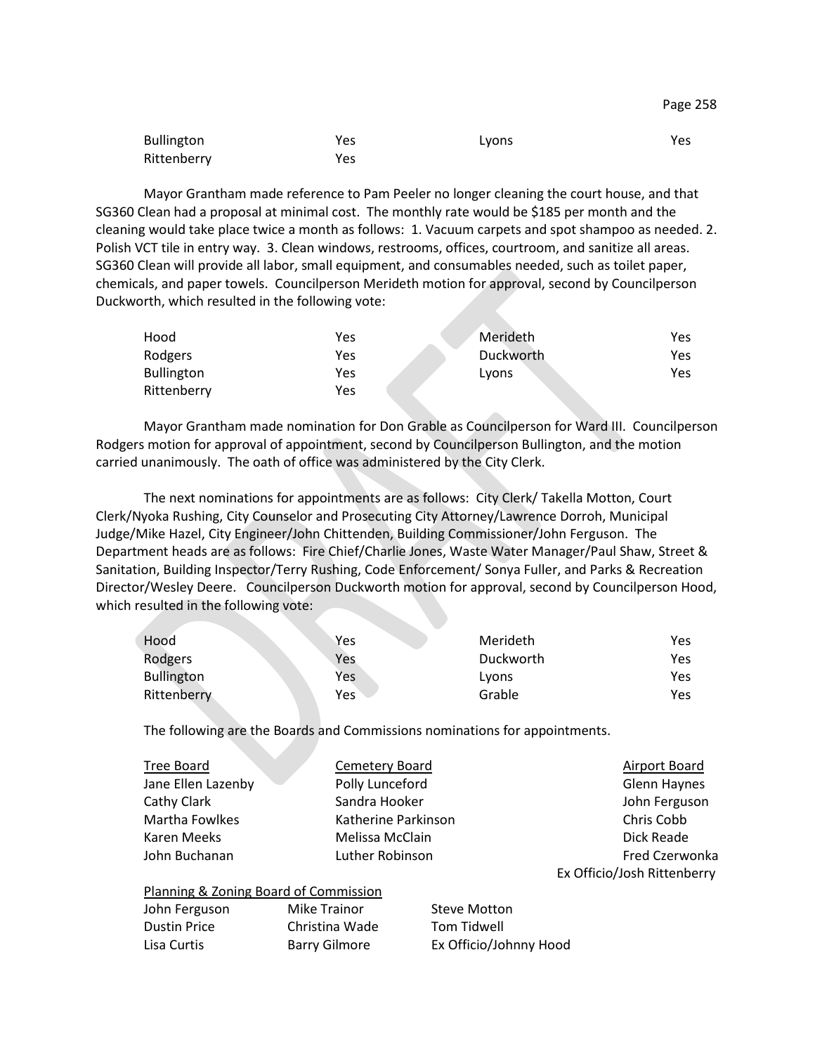| Bullington | Yes | Lyons | Yes |
|---|---|---|---|
| Rittenberry | Yes | | |

Mayor Grantham made reference to Pam Peeler no longer cleaning the court house, and that SG360 Clean had a proposal at minimal cost. The monthly rate would be $185 per month and the cleaning would take place twice a month as follows: 1. Vacuum carpets and spot shampoo as needed. 2. Polish VCT tile in entry way. 3. Clean windows, restrooms, offices, courtroom, and sanitize all areas. SG360 Clean will provide all labor, small equipment, and consumables needed, such as toilet paper, chemicals, and paper towels. Councilperson Merideth motion for approval, second by Councilperson Duckworth, which resulted in the following vote:

| Hood | Yes | Merideth | Yes |
|---|---|---|---|
| Rodgers | Yes | Duckworth | Yes |
| Bullington | Yes | Lyons | Yes |
| Rittenberry | Yes | | |

Mayor Grantham made nomination for Don Grable as Councilperson for Ward III. Councilperson Rodgers motion for approval of appointment, second by Councilperson Bullington, and the motion carried unanimously. The oath of office was administered by the City Clerk.

The next nominations for appointments are as follows: City Clerk/ Takella Motton, Court Clerk/Nyoka Rushing, City Counselor and Prosecuting City Attorney/Lawrence Dorroh, Municipal Judge/Mike Hazel, City Engineer/John Chittenden, Building Commissioner/John Ferguson. The Department heads are as follows: Fire Chief/Charlie Jones, Waste Water Manager/Paul Shaw, Street & Sanitation, Building Inspector/Terry Rushing, Code Enforcement/ Sonya Fuller, and Parks & Recreation Director/Wesley Deere. Councilperson Duckworth motion for approval, second by Councilperson Hood, which resulted in the following vote:

| Hood | Yes | Merideth | Yes |
|---|---|---|---|
| Rodgers | Yes | Duckworth | Yes |
| Bullington | Yes | Lyons | Yes |
| Rittenberry | Yes | Grable | Yes |

The following are the Boards and Commissions nominations for appointments.

| Tree Board | Cemetery Board | Airport Board |
|---|---|---|
| Jane Ellen Lazenby | Polly Lunceford | Glenn Haynes |
| Cathy Clark | Sandra Hooker | John Ferguson |
| Martha Fowlkes | Katherine Parkinson | Chris Cobb |
| Karen Meeks | Melissa McClain | Dick Reade |
| John Buchanan | Luther Robinson | Fred Czerwonka |
| | | Ex Officio/Josh Rittenberry |

Planning & Zoning Board of Commission

| | | |
|---|---|---|
| John Ferguson | Mike Trainor | Steve Motton |
| Dustin Price | Christina Wade | Tom Tidwell |
| Lisa Curtis | Barry Gilmore | Ex Officio/Johnny Hood |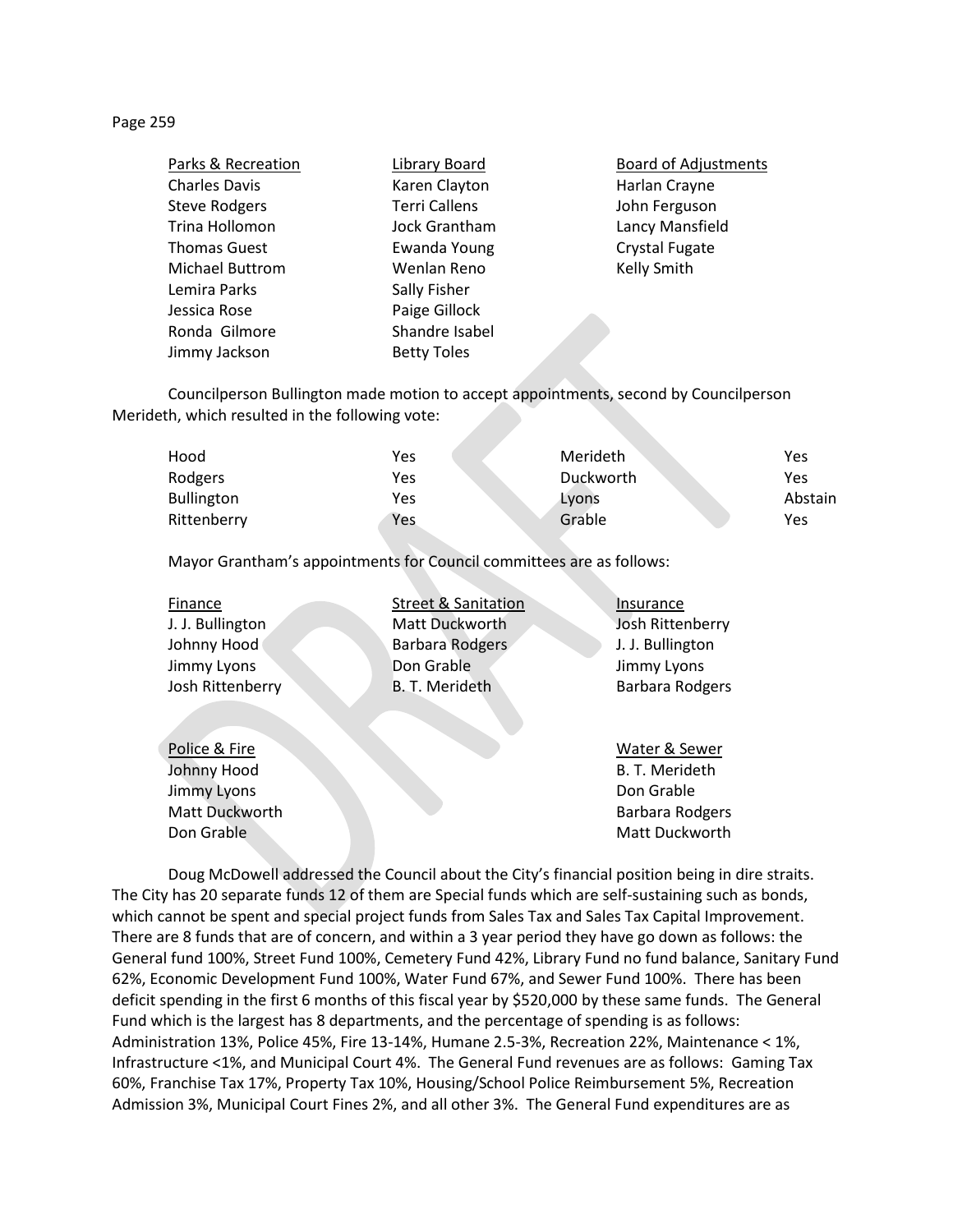| Parks & Recreation | Library Board | Board of Adjustments |
|---|---|---|
| Charles Davis | Karen Clayton | Harlan Crayne |
| Steve Rodgers | Terri Callens | John Ferguson |
| Trina Hollomon | Jock Grantham | Lancy Mansfield |
| Thomas Guest | Ewanda Young | Crystal Fugate |
| Michael Buttrom | Wenlan Reno | Kelly Smith |
| Lemira Parks | Sally Fisher | |
| Jessica Rose | Paige Gillock | |
| Ronda Gilmore | Shandre Isabel | |
| Jimmy Jackson | Betty Toles | |

Councilperson Bullington made motion to accept appointments, second by Councilperson Merideth, which resulted in the following vote:

| | | | |
|---|---|---|---|
| Hood | Yes | Merideth | Yes |
| Rodgers | Yes | Duckworth | Yes |
| Bullington | Yes | Lyons | Abstain |
| Rittenberry | Yes | Grable | Yes |

Mayor Grantham's appointments for Council committees are as follows:

| Finance | Street & Sanitation | Insurance |
|---|---|---|
| J. J. Bullington | Matt Duckworth | Josh Rittenberry |
| Johnny Hood | Barbara Rodgers | J. J. Bullington |
| Jimmy Lyons | Don Grable | Jimmy Lyons |
| Josh Rittenberry | B. T. Merideth | Barbara Rodgers |

| Police & Fire | Water & Sewer |
|---|---|
| Johnny Hood | B. T. Merideth |
| Jimmy Lyons | Don Grable |
| Matt Duckworth | Barbara Rodgers |
| Don Grable | Matt Duckworth |

Doug McDowell addressed the Council about the City's financial position being in dire straits. The City has 20 separate funds 12 of them are Special funds which are self-sustaining such as bonds, which cannot be spent and special project funds from Sales Tax and Sales Tax Capital Improvement. There are 8 funds that are of concern, and within a 3 year period they have go down as follows: the General fund 100%, Street Fund 100%, Cemetery Fund 42%, Library Fund no fund balance, Sanitary Fund 62%, Economic Development Fund 100%, Water Fund 67%, and Sewer Fund 100%. There has been deficit spending in the first 6 months of this fiscal year by $520,000 by these same funds. The General Fund which is the largest has 8 departments, and the percentage of spending is as follows: Administration 13%, Police 45%, Fire 13-14%, Humane 2.5-3%, Recreation 22%, Maintenance < 1%, Infrastructure <1%, and Municipal Court 4%. The General Fund revenues are as follows: Gaming Tax 60%, Franchise Tax 17%, Property Tax 10%, Housing/School Police Reimbursement 5%, Recreation Admission 3%, Municipal Court Fines 2%, and all other 3%. The General Fund expenditures are as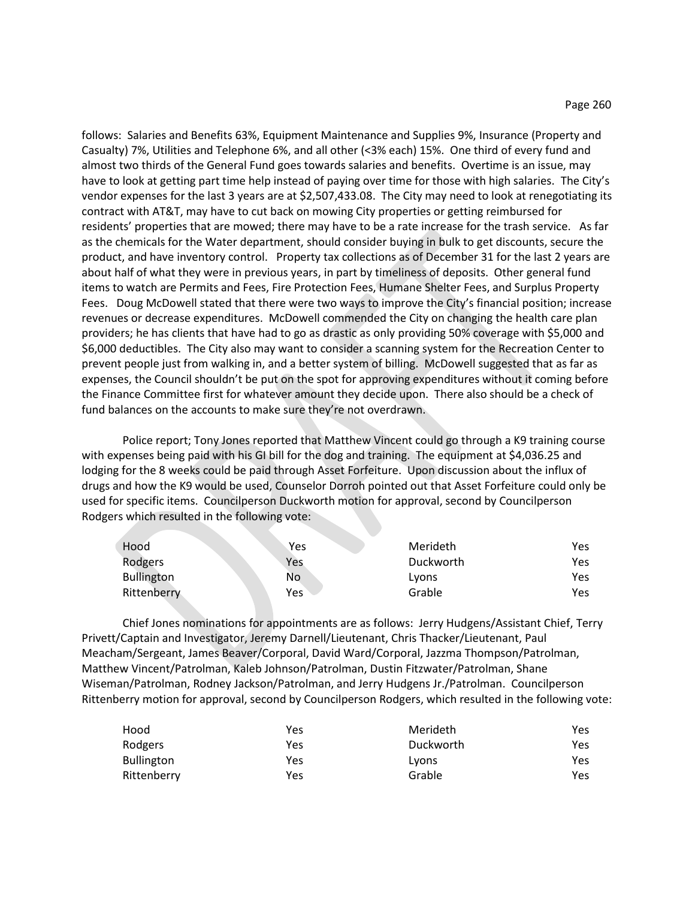follows: Salaries and Benefits 63%, Equipment Maintenance and Supplies 9%, Insurance (Property and Casualty) 7%, Utilities and Telephone 6%, and all other (<3% each) 15%. One third of every fund and almost two thirds of the General Fund goes towards salaries and benefits. Overtime is an issue, may have to look at getting part time help instead of paying over time for those with high salaries. The City's vendor expenses for the last 3 years are at $2,507,433.08. The City may need to look at renegotiating its contract with AT&T, may have to cut back on mowing City properties or getting reimbursed for residents' properties that are mowed; there may have to be a rate increase for the trash service. As far as the chemicals for the Water department, should consider buying in bulk to get discounts, secure the product, and have inventory control. Property tax collections as of December 31 for the last 2 years are about half of what they were in previous years, in part by timeliness of deposits. Other general fund items to watch are Permits and Fees, Fire Protection Fees, Humane Shelter Fees, and Surplus Property Fees. Doug McDowell stated that there were two ways to improve the City's financial position; increase revenues or decrease expenditures. McDowell commended the City on changing the health care plan providers; he has clients that have had to go as drastic as only providing 50% coverage with $5,000 and $6,000 deductibles. The City also may want to consider a scanning system for the Recreation Center to prevent people just from walking in, and a better system of billing. McDowell suggested that as far as expenses, the Council shouldn't be put on the spot for approving expenditures without it coming before the Finance Committee first for whatever amount they decide upon. There also should be a check of fund balances on the accounts to make sure they're not overdrawn.

Police report; Tony Jones reported that Matthew Vincent could go through a K9 training course with expenses being paid with his GI bill for the dog and training. The equipment at $4,036.25 and lodging for the 8 weeks could be paid through Asset Forfeiture. Upon discussion about the influx of drugs and how the K9 would be used, Counselor Dorroh pointed out that Asset Forfeiture could only be used for specific items. Councilperson Duckworth motion for approval, second by Councilperson Rodgers which resulted in the following vote:

| | | | |
|---|---|---|---|
| Hood | Yes | Merideth | Yes |
| Rodgers | Yes | Duckworth | Yes |
| Bullington | No | Lyons | Yes |
| Rittenberry | Yes | Grable | Yes |

Chief Jones nominations for appointments are as follows: Jerry Hudgens/Assistant Chief, Terry Privett/Captain and Investigator, Jeremy Darnell/Lieutenant, Chris Thacker/Lieutenant, Paul Meacham/Sergeant, James Beaver/Corporal, David Ward/Corporal, Jazzma Thompson/Patrolman, Matthew Vincent/Patrolman, Kaleb Johnson/Patrolman, Dustin Fitzwater/Patrolman, Shane Wiseman/Patrolman, Rodney Jackson/Patrolman, and Jerry Hudgens Jr./Patrolman. Councilperson Rittenberry motion for approval, second by Councilperson Rodgers, which resulted in the following vote:

| | | | |
|---|---|---|---|
| Hood | Yes | Merideth | Yes |
| Rodgers | Yes | Duckworth | Yes |
| Bullington | Yes | Lyons | Yes |
| Rittenberry | Yes | Grable | Yes |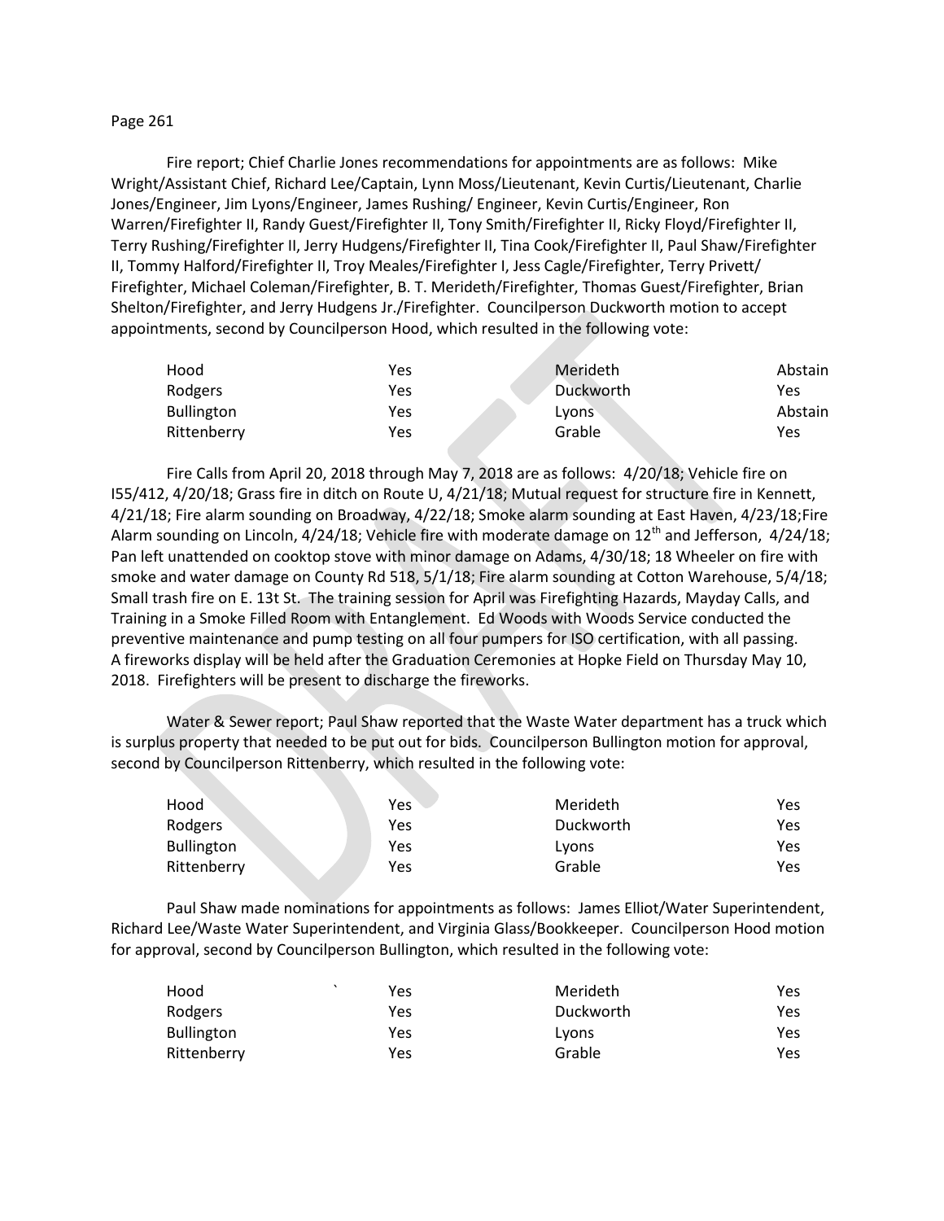Page 261

Fire report; Chief Charlie Jones recommendations for appointments are as follows: Mike Wright/Assistant Chief, Richard Lee/Captain, Lynn Moss/Lieutenant, Kevin Curtis/Lieutenant, Charlie Jones/Engineer, Jim Lyons/Engineer, James Rushing/ Engineer, Kevin Curtis/Engineer, Ron Warren/Firefighter II, Randy Guest/Firefighter II, Tony Smith/Firefighter II, Ricky Floyd/Firefighter II, Terry Rushing/Firefighter II, Jerry Hudgens/Firefighter II, Tina Cook/Firefighter II, Paul Shaw/Firefighter II, Tommy Halford/Firefighter II, Troy Meales/Firefighter I, Jess Cagle/Firefighter, Terry Privett/ Firefighter, Michael Coleman/Firefighter, B. T. Merideth/Firefighter, Thomas Guest/Firefighter, Brian Shelton/Firefighter, and Jerry Hudgens Jr./Firefighter. Councilperson Duckworth motion to accept appointments, second by Councilperson Hood, which resulted in the following vote:

| | | | |
|---|---|---|---|
| Hood | Yes | Merideth | Abstain |
| Rodgers | Yes | Duckworth | Yes |
| Bullington | Yes | Lyons | Abstain |
| Rittenberry | Yes | Grable | Yes |

Fire Calls from April 20, 2018 through May 7, 2018 are as follows: 4/20/18; Vehicle fire on I55/412, 4/20/18; Grass fire in ditch on Route U, 4/21/18; Mutual request for structure fire in Kennett, 4/21/18; Fire alarm sounding on Broadway, 4/22/18; Smoke alarm sounding at East Haven, 4/23/18;Fire Alarm sounding on Lincoln, 4/24/18; Vehicle fire with moderate damage on 12th and Jefferson, 4/24/18; Pan left unattended on cooktop stove with minor damage on Adams, 4/30/18; 18 Wheeler on fire with smoke and water damage on County Rd 518, 5/1/18; Fire alarm sounding at Cotton Warehouse, 5/4/18; Small trash fire on E. 13t St. The training session for April was Firefighting Hazards, Mayday Calls, and Training in a Smoke Filled Room with Entanglement. Ed Woods with Woods Service conducted the preventive maintenance and pump testing on all four pumpers for ISO certification, with all passing. A fireworks display will be held after the Graduation Ceremonies at Hopke Field on Thursday May 10, 2018. Firefighters will be present to discharge the fireworks.

Water & Sewer report; Paul Shaw reported that the Waste Water department has a truck which is surplus property that needed to be put out for bids. Councilperson Bullington motion for approval, second by Councilperson Rittenberry, which resulted in the following vote:

| | | | |
|---|---|---|---|
| Hood | Yes | Merideth | Yes |
| Rodgers | Yes | Duckworth | Yes |
| Bullington | Yes | Lyons | Yes |
| Rittenberry | Yes | Grable | Yes |

Paul Shaw made nominations for appointments as follows: James Elliot/Water Superintendent, Richard Lee/Waste Water Superintendent, and Virginia Glass/Bookkeeper. Councilperson Hood motion for approval, second by Councilperson Bullington, which resulted in the following vote:

| | | | |
|---|---|---|---|
| Hood | Yes | Merideth | Yes |
| Rodgers | Yes | Duckworth | Yes |
| Bullington | Yes | Lyons | Yes |
| Rittenberry | Yes | Grable | Yes |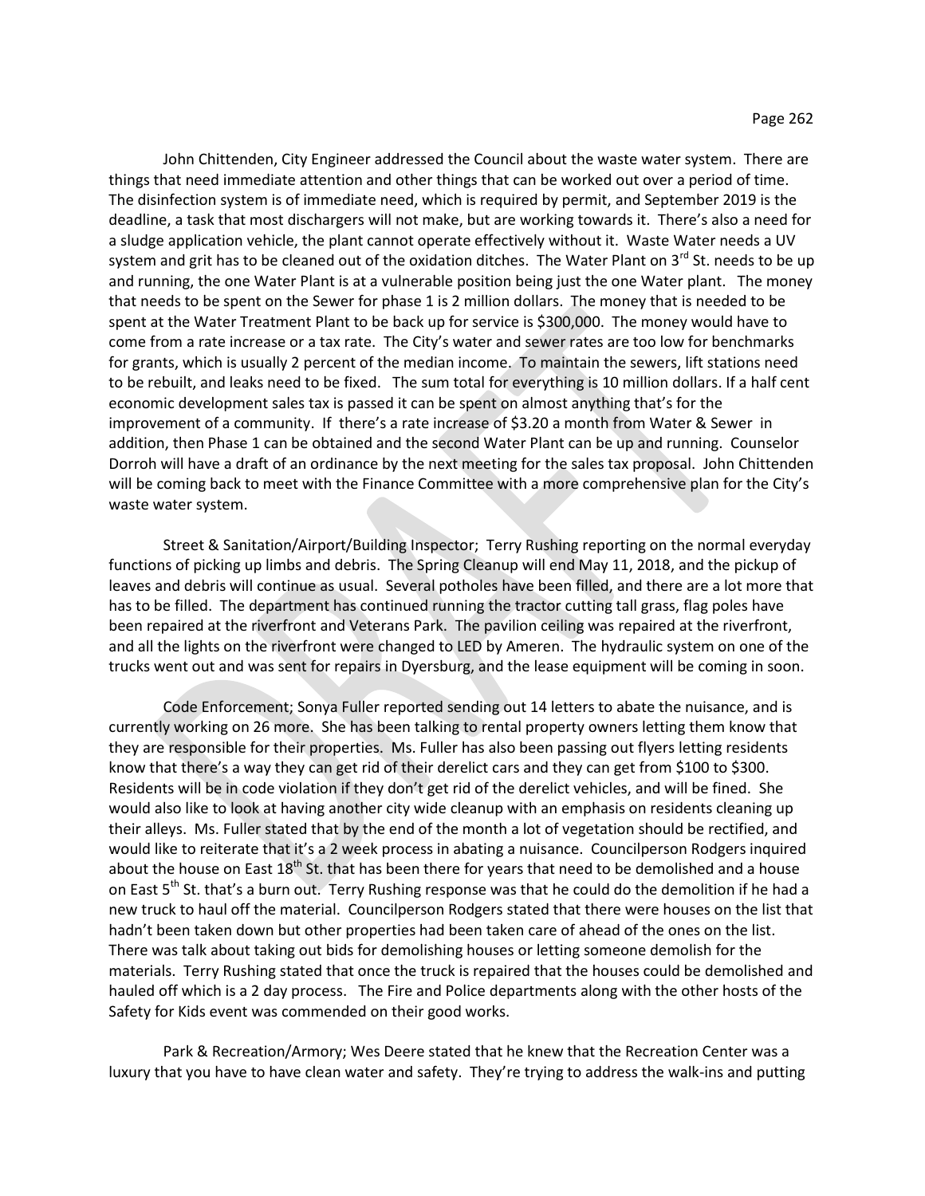John Chittenden, City Engineer addressed the Council about the waste water system. There are things that need immediate attention and other things that can be worked out over a period of time. The disinfection system is of immediate need, which is required by permit, and September 2019 is the deadline, a task that most dischargers will not make, but are working towards it. There's also a need for a sludge application vehicle, the plant cannot operate effectively without it. Waste Water needs a UV system and grit has to be cleaned out of the oxidation ditches. The Water Plant on 3rd St. needs to be up and running, the one Water Plant is at a vulnerable position being just the one Water plant. The money that needs to be spent on the Sewer for phase 1 is 2 million dollars. The money that is needed to be spent at the Water Treatment Plant to be back up for service is $300,000. The money would have to come from a rate increase or a tax rate. The City's water and sewer rates are too low for benchmarks for grants, which is usually 2 percent of the median income. To maintain the sewers, lift stations need to be rebuilt, and leaks need to be fixed. The sum total for everything is 10 million dollars. If a half cent economic development sales tax is passed it can be spent on almost anything that's for the improvement of a community. If there's a rate increase of $3.20 a month from Water & Sewer in addition, then Phase 1 can be obtained and the second Water Plant can be up and running. Counselor Dorroh will have a draft of an ordinance by the next meeting for the sales tax proposal. John Chittenden will be coming back to meet with the Finance Committee with a more comprehensive plan for the City's waste water system.

Street & Sanitation/Airport/Building Inspector; Terry Rushing reporting on the normal everyday functions of picking up limbs and debris. The Spring Cleanup will end May 11, 2018, and the pickup of leaves and debris will continue as usual. Several potholes have been filled, and there are a lot more that has to be filled. The department has continued running the tractor cutting tall grass, flag poles have been repaired at the riverfront and Veterans Park. The pavilion ceiling was repaired at the riverfront, and all the lights on the riverfront were changed to LED by Ameren. The hydraulic system on one of the trucks went out and was sent for repairs in Dyersburg, and the lease equipment will be coming in soon.

Code Enforcement; Sonya Fuller reported sending out 14 letters to abate the nuisance, and is currently working on 26 more. She has been talking to rental property owners letting them know that they are responsible for their properties. Ms. Fuller has also been passing out flyers letting residents know that there's a way they can get rid of their derelict cars and they can get from $100 to $300. Residents will be in code violation if they don't get rid of the derelict vehicles, and will be fined. She would also like to look at having another city wide cleanup with an emphasis on residents cleaning up their alleys. Ms. Fuller stated that by the end of the month a lot of vegetation should be rectified, and would like to reiterate that it's a 2 week process in abating a nuisance. Councilperson Rodgers inquired about the house on East 18th St. that has been there for years that need to be demolished and a house on East 5th St. that's a burn out. Terry Rushing response was that he could do the demolition if he had a new truck to haul off the material. Councilperson Rodgers stated that there were houses on the list that hadn't been taken down but other properties had been taken care of ahead of the ones on the list. There was talk about taking out bids for demolishing houses or letting someone demolish for the materials. Terry Rushing stated that once the truck is repaired that the houses could be demolished and hauled off which is a 2 day process. The Fire and Police departments along with the other hosts of the Safety for Kids event was commended on their good works.

Park & Recreation/Armory; Wes Deere stated that he knew that the Recreation Center was a luxury that you have to have clean water and safety. They're trying to address the walk-ins and putting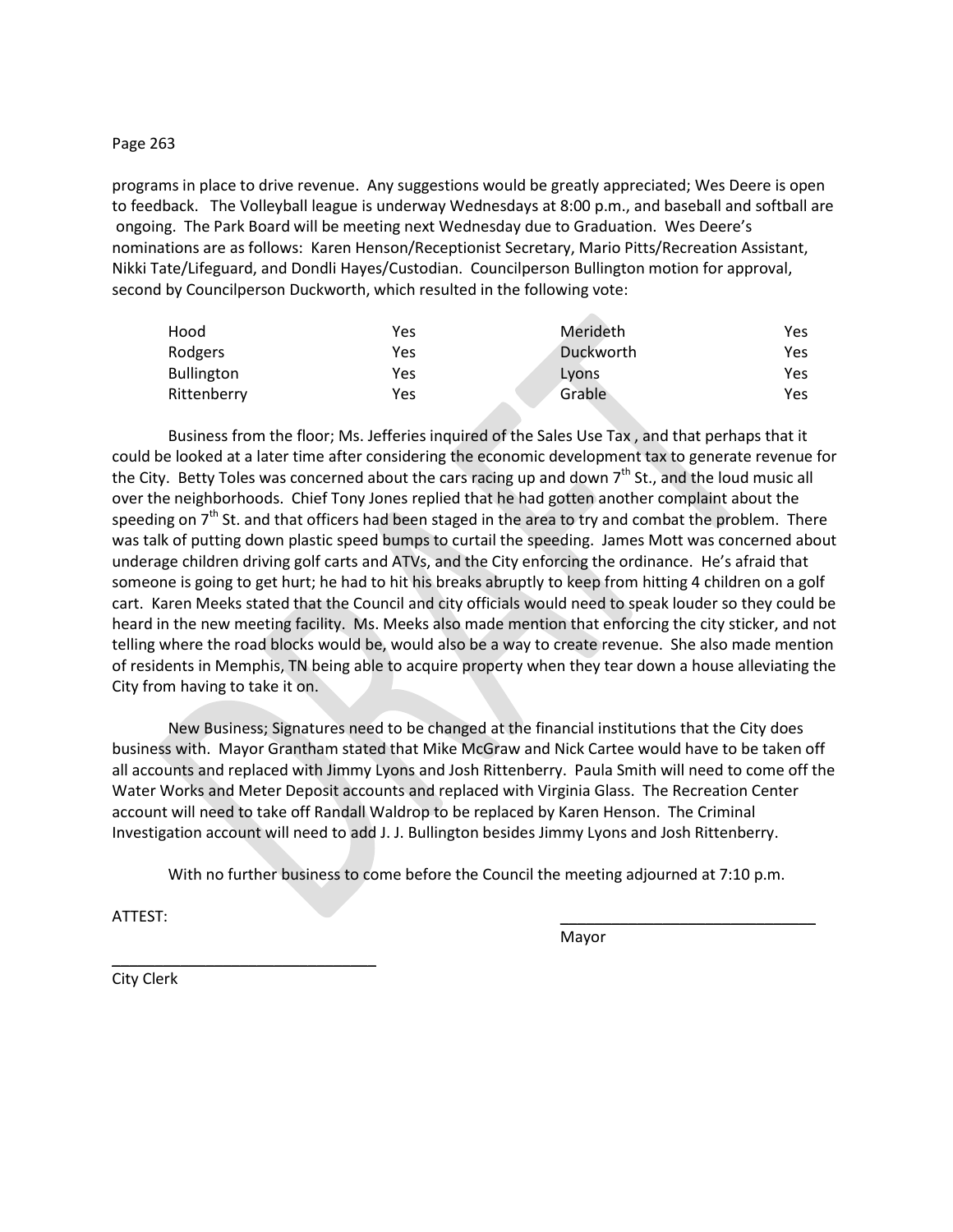programs in place to drive revenue. Any suggestions would be greatly appreciated; Wes Deere is open to feedback. The Volleyball league is underway Wednesdays at 8:00 p.m., and baseball and softball are ongoing. The Park Board will be meeting next Wednesday due to Graduation. Wes Deere's nominations are as follows: Karen Henson/Receptionist Secretary, Mario Pitts/Recreation Assistant, Nikki Tate/Lifeguard, and Dondli Hayes/Custodian. Councilperson Bullington motion for approval, second by Councilperson Duckworth, which resulted in the following vote:

| | | | |
|---|---|---|---|
| Hood | Yes | Merideth | Yes |
| Rodgers | Yes | Duckworth | Yes |
| Bullington | Yes | Lyons | Yes |
| Rittenberry | Yes | Grable | Yes |

Business from the floor; Ms. Jefferies inquired of the Sales Use Tax , and that perhaps that it could be looked at a later time after considering the economic development tax to generate revenue for the City. Betty Toles was concerned about the cars racing up and down 7th St., and the loud music all over the neighborhoods. Chief Tony Jones replied that he had gotten another complaint about the speeding on 7th St. and that officers had been staged in the area to try and combat the problem. There was talk of putting down plastic speed bumps to curtail the speeding. James Mott was concerned about underage children driving golf carts and ATVs, and the City enforcing the ordinance. He's afraid that someone is going to get hurt; he had to hit his breaks abruptly to keep from hitting 4 children on a golf cart. Karen Meeks stated that the Council and city officials would need to speak louder so they could be heard in the new meeting facility. Ms. Meeks also made mention that enforcing the city sticker, and not telling where the road blocks would be, would also be a way to create revenue. She also made mention of residents in Memphis, TN being able to acquire property when they tear down a house alleviating the City from having to take it on.

New Business; Signatures need to be changed at the financial institutions that the City does business with. Mayor Grantham stated that Mike McGraw and Nick Cartee would have to be taken off all accounts and replaced with Jimmy Lyons and Josh Rittenberry. Paula Smith will need to come off the Water Works and Meter Deposit accounts and replaced with Virginia Glass. The Recreation Center account will need to take off Randall Waldrop to be replaced by Karen Henson. The Criminal Investigation account will need to add J. J. Bullington besides Jimmy Lyons and Josh Rittenberry.

With no further business to come before the Council the meeting adjourned at 7:10 p.m.

ATTEST:

______________________________
Mayor

______________________________
City Clerk